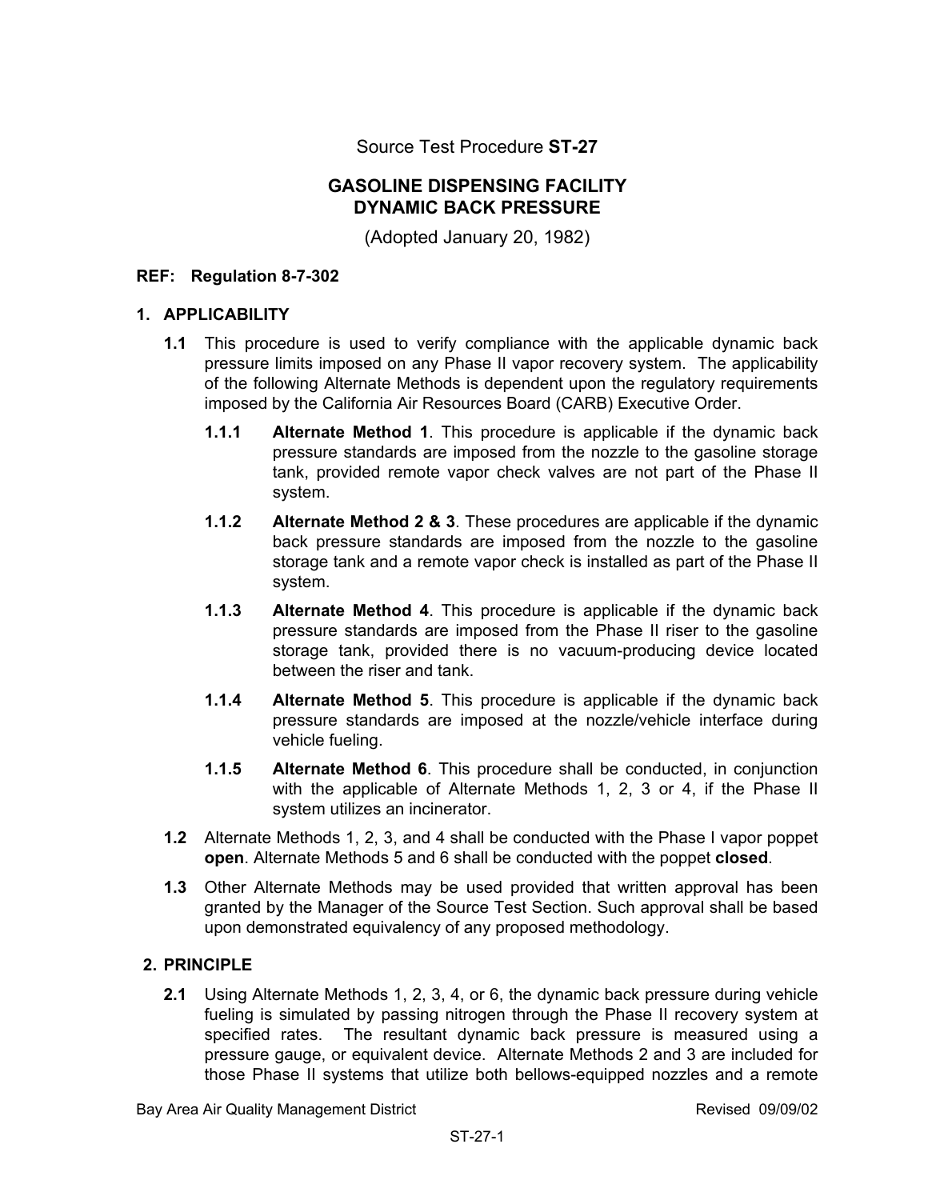Source Test Procedure **ST-27**

# GASOLINE DISPENSING FACILITY DYNAMIC BACK PRESSURE

(Adopted January 20, 1982)

**REF: Regulation 8-7-302**

## 1. APPLICABILITY

**1.1** This procedure is used to verify compliance with the applicable dynamic back pressure limits imposed on any Phase II vapor recovery system. The applicability of the following Alternate Methods is dependent upon the regulatory requirements imposed by the California Air Resources Board (CARB) Executive Order.

**1.1.1** **Alternate Method 1**. This procedure is applicable if the dynamic back pressure standards are imposed from the nozzle to the gasoline storage tank, provided remote vapor check valves are not part of the Phase II system.

**1.1.2** **Alternate Method 2 & 3**. These procedures are applicable if the dynamic back pressure standards are imposed from the nozzle to the gasoline storage tank and a remote vapor check is installed as part of the Phase II system.

**1.1.3** **Alternate Method 4**. This procedure is applicable if the dynamic back pressure standards are imposed from the Phase II riser to the gasoline storage tank, provided there is no vacuum-producing device located between the riser and tank.

**1.1.4** **Alternate Method 5**. This procedure is applicable if the dynamic back pressure standards are imposed at the nozzle/vehicle interface during vehicle fueling.

**1.1.5** **Alternate Method 6**. This procedure shall be conducted, in conjunction with the applicable of Alternate Methods 1, 2, 3 or 4, if the Phase II system utilizes an incinerator.

**1.2** Alternate Methods 1, 2, 3, and 4 shall be conducted with the Phase I vapor poppet **open**. Alternate Methods 5 and 6 shall be conducted with the poppet **closed**.

**1.3** Other Alternate Methods may be used provided that written approval has been granted by the Manager of the Source Test Section. Such approval shall be based upon demonstrated equivalency of any proposed methodology.

## 2. PRINCIPLE

**2.1** Using Alternate Methods 1, 2, 3, 4, or 6, the dynamic back pressure during vehicle fueling is simulated by passing nitrogen through the Phase II recovery system at specified rates. The resultant dynamic back pressure is measured using a pressure gauge, or equivalent device. Alternate Methods 2 and 3 are included for those Phase II systems that utilize both bellows-equipped nozzles and a remote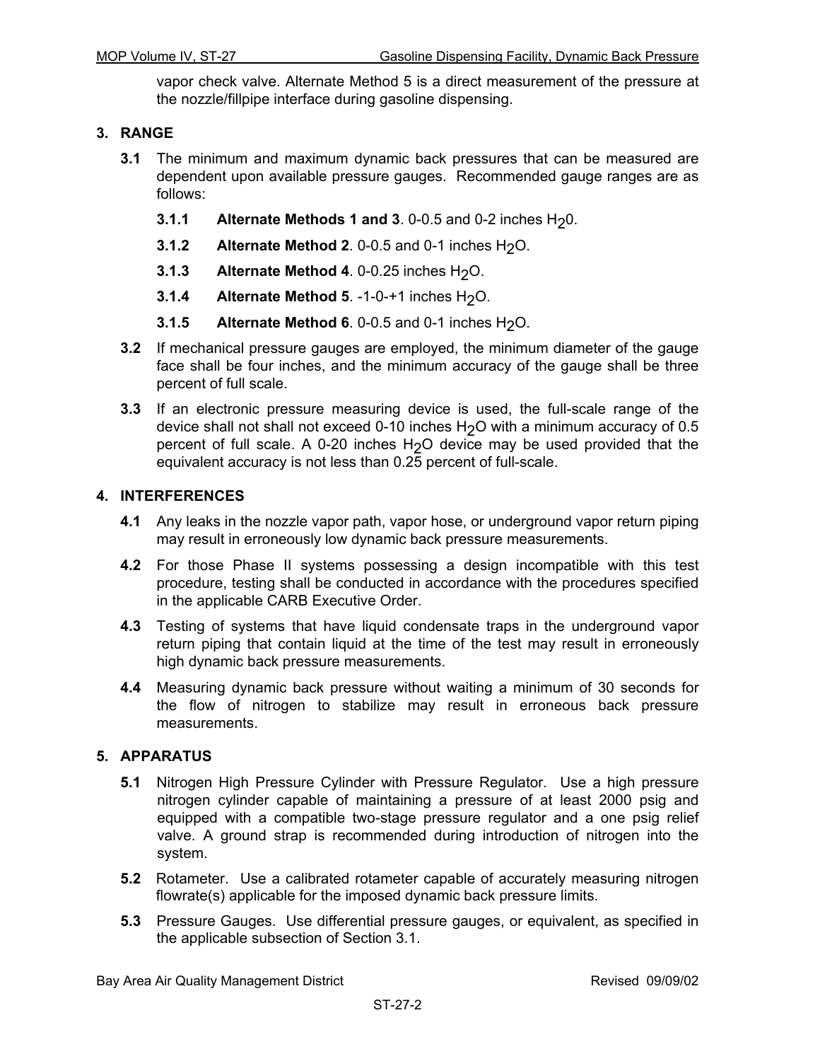vapor check valve. Alternate Method 5 is a direct measurement of the pressure at the nozzle/fillpipe interface during gasoline dispensing.

## 3. RANGE

**3.1** The minimum and maximum dynamic back pressures that can be measured are dependent upon available pressure gauges. Recommended gauge ranges are as follows:

**3.1.1 Alternate Methods 1 and 3**. 0-0.5 and 0-2 inches $H_20$.

**3.1.2 Alternate Method 2**. 0-0.5 and 0-1 inches $H_2O$.

**3.1.3 Alternate Method 4**. 0-0.25 inches $H_2O$.

**3.1.4 Alternate Method 5**. -1-0-+1 inches $H_2O$.

**3.1.5 Alternate Method 6**. 0-0.5 and 0-1 inches $H_2O$.

**3.2** If mechanical pressure gauges are employed, the minimum diameter of the gauge face shall be four inches, and the minimum accuracy of the gauge shall be three percent of full scale.

**3.3** If an electronic pressure measuring device is used, the full-scale range of the device shall not shall not exceed 0-10 inches $H_2O$ with a minimum accuracy of 0.5 percent of full scale. A 0-20 inches $H_2O$ device may be used provided that the equivalent accuracy is not less than 0.25 percent of full-scale.

## 4. INTERFERENCES

**4.1** Any leaks in the nozzle vapor path, vapor hose, or underground vapor return piping may result in erroneously low dynamic back pressure measurements.

**4.2** For those Phase II systems possessing a design incompatible with this test procedure, testing shall be conducted in accordance with the procedures specified in the applicable CARB Executive Order.

**4.3** Testing of systems that have liquid condensate traps in the underground vapor return piping that contain liquid at the time of the test may result in erroneously high dynamic back pressure measurements.

**4.4** Measuring dynamic back pressure without waiting a minimum of 30 seconds for the flow of nitrogen to stabilize may result in erroneous back pressure measurements.

## 5. APPARATUS

**5.1** Nitrogen High Pressure Cylinder with Pressure Regulator. Use a high pressure nitrogen cylinder capable of maintaining a pressure of at least 2000 psig and equipped with a compatible two-stage pressure regulator and a one psig relief valve. A ground strap is recommended during introduction of nitrogen into the system.

**5.2** Rotameter. Use a calibrated rotameter capable of accurately measuring nitrogen flowrate(s) applicable for the imposed dynamic back pressure limits.

**5.3** Pressure Gauges. Use differential pressure gauges, or equivalent, as specified in the applicable subsection of Section 3.1.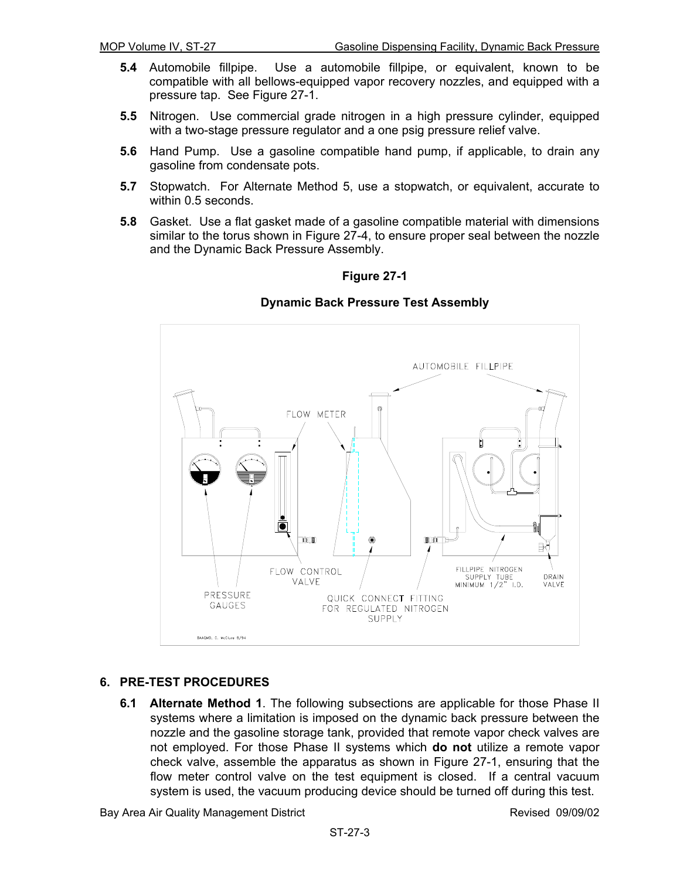**5.4** Automobile fillpipe. Use a automobile fillpipe, or equivalent, known to be compatible with all bellows-equipped vapor recovery nozzles, and equipped with a pressure tap. See Figure 27-1.

**5.5** Nitrogen. Use commercial grade nitrogen in a high pressure cylinder, equipped with a two-stage pressure regulator and a one psig pressure relief valve.

**5.6** Hand Pump. Use a gasoline compatible hand pump, if applicable, to drain any gasoline from condensate pots.

**5.7** Stopwatch. For Alternate Method 5, use a stopwatch, or equivalent, accurate to within 0.5 seconds.

**5.8** Gasket. Use a flat gasket made of a gasoline compatible material with dimensions similar to the torus shown in Figure 27-4, to ensure proper seal between the nozzle and the Dynamic Back Pressure Assembly.

**Figure 27-1**

**Dynamic Back Pressure Test Assembly**

AUTOMOBILE FILLPIPE

FLOW METER

FLOW CONTROL VALVE

PRESSURE GAUGES

QUICK CONNECT FITTING FOR REGULATED NITROGEN SUPPLY

FILLPIPE NITROGEN SUPPLY TUBE MINIMUM 1/2" I.D.

DRAIN VALVE

BAAQMD, C. McClure 8/94

## 6. PRE-TEST PROCEDURES

**6.1** **Alternate Method 1**. The following subsections are applicable for those Phase II systems where a limitation is imposed on the dynamic back pressure between the nozzle and the gasoline storage tank, provided that remote vapor check valves are not employed. For those Phase II systems which **do not** utilize a remote vapor check valve, assemble the apparatus as shown in Figure 27-1, ensuring that the flow meter control valve on the test equipment is closed. If a central vacuum system is used, the vacuum producing device should be turned off during this test.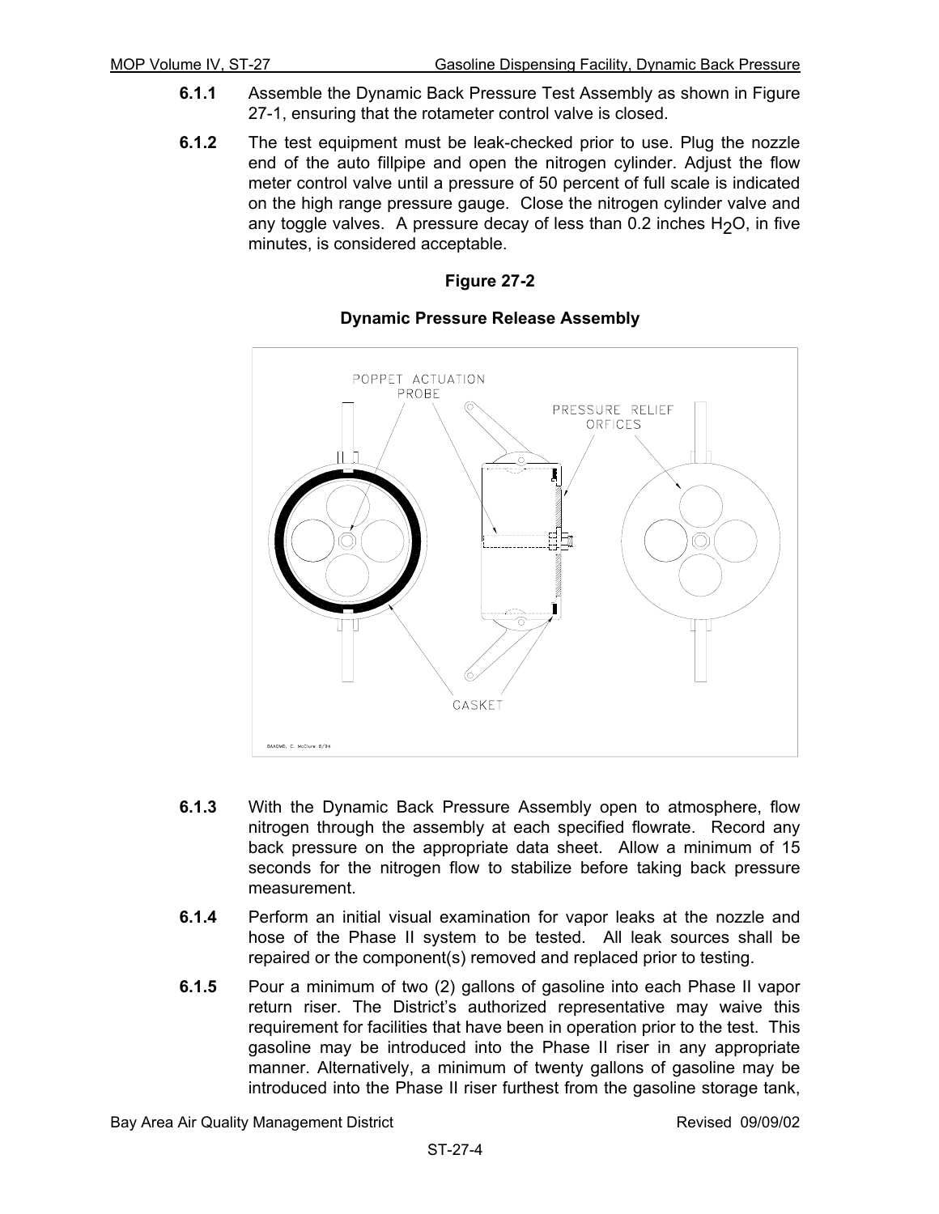**6.1.1** Assemble the Dynamic Back Pressure Test Assembly as shown in Figure 27-1, ensuring that the rotameter control valve is closed.

**6.1.2** The test equipment must be leak-checked prior to use. Plug the nozzle end of the auto fillpipe and open the nitrogen cylinder. Adjust the flow meter control valve until a pressure of 50 percent of full scale is indicated on the high range pressure gauge. Close the nitrogen cylinder valve and any toggle valves. A pressure decay of less than 0.2 inches $H_2O$, in five minutes, is considered acceptable.

**Figure 27-2**

**Dynamic Pressure Release Assembly**

**6.1.3** With the Dynamic Back Pressure Assembly open to atmosphere, flow nitrogen through the assembly at each specified flowrate. Record any back pressure on the appropriate data sheet. Allow a minimum of 15 seconds for the nitrogen flow to stabilize before taking back pressure measurement.

**6.1.4** Perform an initial visual examination for vapor leaks at the nozzle and hose of the Phase II system to be tested. All leak sources shall be repaired or the component(s) removed and replaced prior to testing.

**6.1.5** Pour a minimum of two (2) gallons of gasoline into each Phase II vapor return riser. The District's authorized representative may waive this requirement for facilities that have been in operation prior to the test. This gasoline may be introduced into the Phase II riser in any appropriate manner. Alternatively, a minimum of twenty gallons of gasoline may be introduced into the Phase II riser furthest from the gasoline storage tank,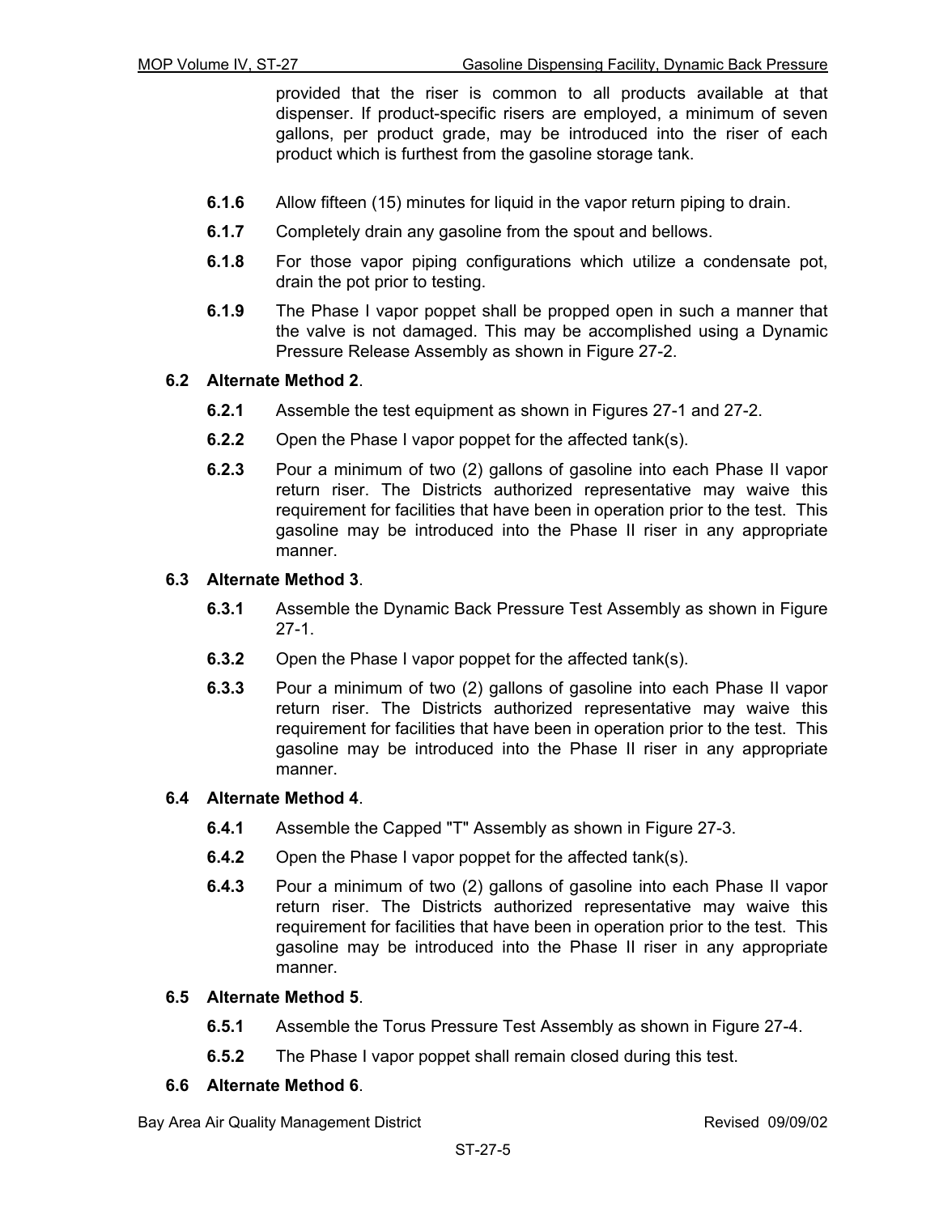provided that the riser is common to all products available at that dispenser. If product-specific risers are employed, a minimum of seven gallons, per product grade, may be introduced into the riser of each product which is furthest from the gasoline storage tank.

**6.1.6** Allow fifteen (15) minutes for liquid in the vapor return piping to drain.

**6.1.7** Completely drain any gasoline from the spout and bellows.

**6.1.8** For those vapor piping configurations which utilize a condensate pot, drain the pot prior to testing.

**6.1.9** The Phase I vapor poppet shall be propped open in such a manner that the valve is not damaged. This may be accomplished using a Dynamic Pressure Release Assembly as shown in Figure 27-2.

### 6.2 Alternate Method 2.

**6.2.1** Assemble the test equipment as shown in Figures 27-1 and 27-2.

**6.2.2** Open the Phase I vapor poppet for the affected tank(s).

**6.2.3** Pour a minimum of two (2) gallons of gasoline into each Phase II vapor return riser. The Districts authorized representative may waive this requirement for facilities that have been in operation prior to the test. This gasoline may be introduced into the Phase II riser in any appropriate manner.

### 6.3 Alternate Method 3.

**6.3.1** Assemble the Dynamic Back Pressure Test Assembly as shown in Figure 27-1.

**6.3.2** Open the Phase I vapor poppet for the affected tank(s).

**6.3.3** Pour a minimum of two (2) gallons of gasoline into each Phase II vapor return riser. The Districts authorized representative may waive this requirement for facilities that have been in operation prior to the test. This gasoline may be introduced into the Phase II riser in any appropriate manner.

### 6.4 Alternate Method 4.

**6.4.1** Assemble the Capped "T" Assembly as shown in Figure 27-3.

**6.4.2** Open the Phase I vapor poppet for the affected tank(s).

**6.4.3** Pour a minimum of two (2) gallons of gasoline into each Phase II vapor return riser. The Districts authorized representative may waive this requirement for facilities that have been in operation prior to the test. This gasoline may be introduced into the Phase II riser in any appropriate manner.

### 6.5 Alternate Method 5.

**6.5.1** Assemble the Torus Pressure Test Assembly as shown in Figure 27-4.

**6.5.2** The Phase I vapor poppet shall remain closed during this test.

### 6.6 Alternate Method 6.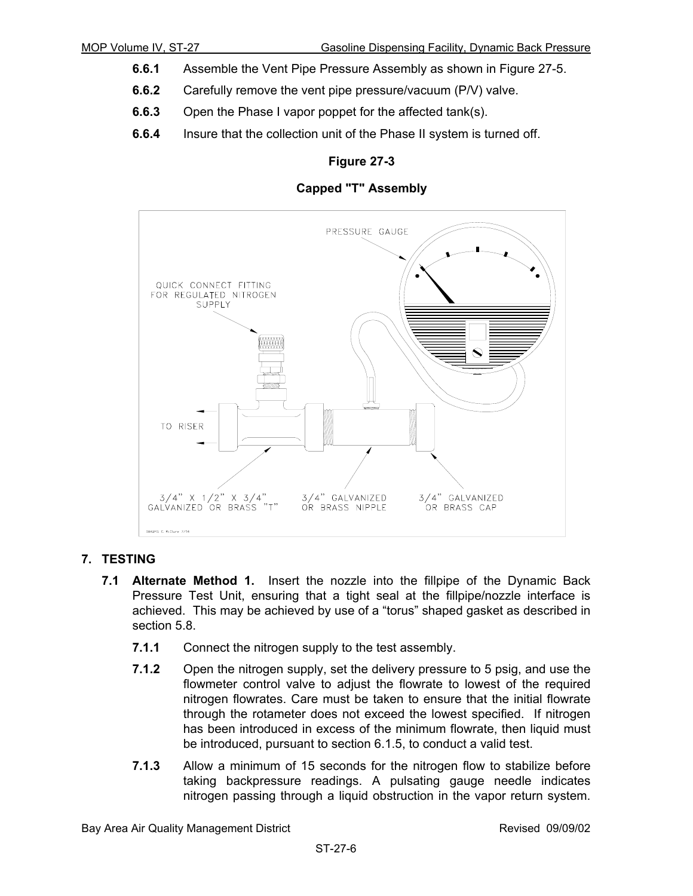**6.6.1** Assemble the Vent Pipe Pressure Assembly as shown in Figure 27-5.

**6.6.2** Carefully remove the vent pipe pressure/vacuum (P/V) valve.

**6.6.3** Open the Phase I vapor poppet for the affected tank(s).

**6.6.4** Insure that the collection unit of the Phase II system is turned off.

**Figure 27-3**

**Capped "T" Assembly**

## 7. TESTING

**7.1 Alternate Method 1.** Insert the nozzle into the fillpipe of the Dynamic Back Pressure Test Unit, ensuring that a tight seal at the fillpipe/nozzle interface is achieved. This may be achieved by use of a "torus" shaped gasket as described in section 5.8.

**7.1.1** Connect the nitrogen supply to the test assembly.

**7.1.2** Open the nitrogen supply, set the delivery pressure to 5 psig, and use the flowmeter control valve to adjust the flowrate to lowest of the required nitrogen flowrates. Care must be taken to ensure that the initial flowrate through the rotameter does not exceed the lowest specified. If nitrogen has been introduced in excess of the minimum flowrate, then liquid must be introduced, pursuant to section 6.1.5, to conduct a valid test.

**7.1.3** Allow a minimum of 15 seconds for the nitrogen flow to stabilize before taking backpressure readings. A pulsating gauge needle indicates nitrogen passing through a liquid obstruction in the vapor return system.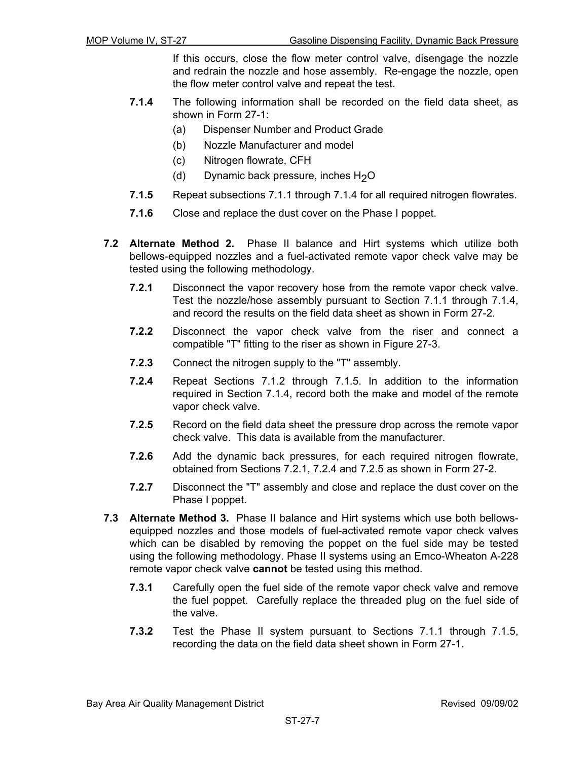If this occurs, close the flow meter control valve, disengage the nozzle and redrain the nozzle and hose assembly. Re-engage the nozzle, open the flow meter control valve and repeat the test.

**7.1.4** The following information shall be recorded on the field data sheet, as shown in Form 27-1:

(a) Dispenser Number and Product Grade

(b) Nozzle Manufacturer and model

(c) Nitrogen flowrate, CFH

(d) Dynamic back pressure, inches $H_2O$

**7.1.5** Repeat subsections 7.1.1 through 7.1.4 for all required nitrogen flowrates.

**7.1.6** Close and replace the dust cover on the Phase I poppet.

**7.2 Alternate Method 2.** Phase II balance and Hirt systems which utilize both bellows-equipped nozzles and a fuel-activated remote vapor check valve may be tested using the following methodology.

**7.2.1** Disconnect the vapor recovery hose from the remote vapor check valve. Test the nozzle/hose assembly pursuant to Section 7.1.1 through 7.1.4, and record the results on the field data sheet as shown in Form 27-2.

**7.2.2** Disconnect the vapor check valve from the riser and connect a compatible "T" fitting to the riser as shown in Figure 27-3.

**7.2.3** Connect the nitrogen supply to the "T" assembly.

**7.2.4** Repeat Sections 7.1.2 through 7.1.5. In addition to the information required in Section 7.1.4, record both the make and model of the remote vapor check valve.

**7.2.5** Record on the field data sheet the pressure drop across the remote vapor check valve. This data is available from the manufacturer.

**7.2.6** Add the dynamic back pressures, for each required nitrogen flowrate, obtained from Sections 7.2.1, 7.2.4 and 7.2.5 as shown in Form 27-2.

**7.2.7** Disconnect the "T" assembly and close and replace the dust cover on the Phase I poppet.

**7.3 Alternate Method 3.** Phase II balance and Hirt systems which use both bellows-equipped nozzles and those models of fuel-activated remote vapor check valves which can be disabled by removing the poppet on the fuel side may be tested using the following methodology. Phase II systems using an Emco-Wheaton A-228 remote vapor check valve **cannot** be tested using this method.

**7.3.1** Carefully open the fuel side of the remote vapor check valve and remove the fuel poppet. Carefully replace the threaded plug on the fuel side of the valve.

**7.3.2** Test the Phase II system pursuant to Sections 7.1.1 through 7.1.5, recording the data on the field data sheet shown in Form 27-1.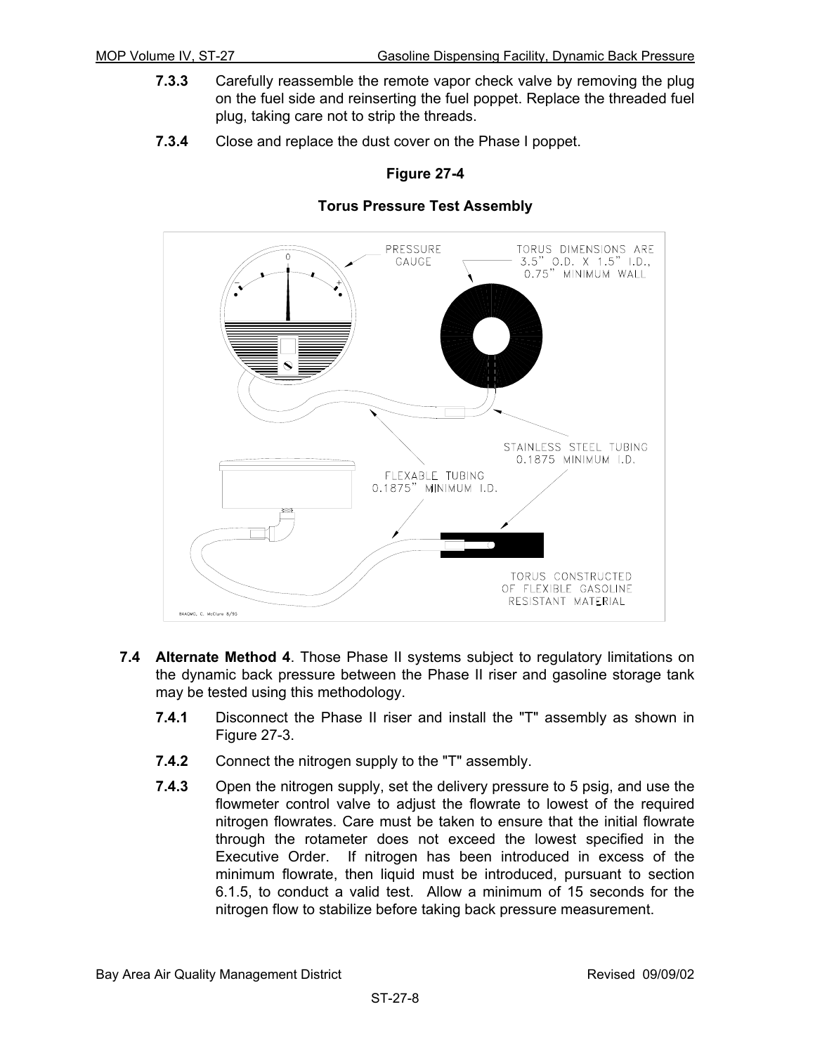**7.3.3** Carefully reassemble the remote vapor check valve by removing the plug on the fuel side and reinserting the fuel poppet. Replace the threaded fuel plug, taking care not to strip the threads.

**7.3.4** Close and replace the dust cover on the Phase I poppet.

**Figure 27-4**

**Torus Pressure Test Assembly**

PRESSURE GAUGE

TORUS DIMENSIONS ARE 3.5" O.D. X 1.5" I.D., 0.75" MINIMUM WALL

STAINLESS STEEL TUBING 0.1875 MINIMUM I.D.

FLEXABLE TUBING 0.1875" MINIMUM I.D.

TORUS CONSTRUCTED OF FLEXIBLE GASOLINE RESISTANT MATERIAL

BAAQMD, C. McClure 8/95

**7.4 Alternate Method 4**. Those Phase II systems subject to regulatory limitations on the dynamic back pressure between the Phase II riser and gasoline storage tank may be tested using this methodology.

**7.4.1** Disconnect the Phase II riser and install the "T" assembly as shown in Figure 27-3.

**7.4.2** Connect the nitrogen supply to the "T" assembly.

**7.4.3** Open the nitrogen supply, set the delivery pressure to 5 psig, and use the flowmeter control valve to adjust the flowrate to lowest of the required nitrogen flowrates. Care must be taken to ensure that the initial flowrate through the rotameter does not exceed the lowest specified in the Executive Order. If nitrogen has been introduced in excess of the minimum flowrate, then liquid must be introduced, pursuant to section 6.1.5, to conduct a valid test. Allow a minimum of 15 seconds for the nitrogen flow to stabilize before taking back pressure measurement.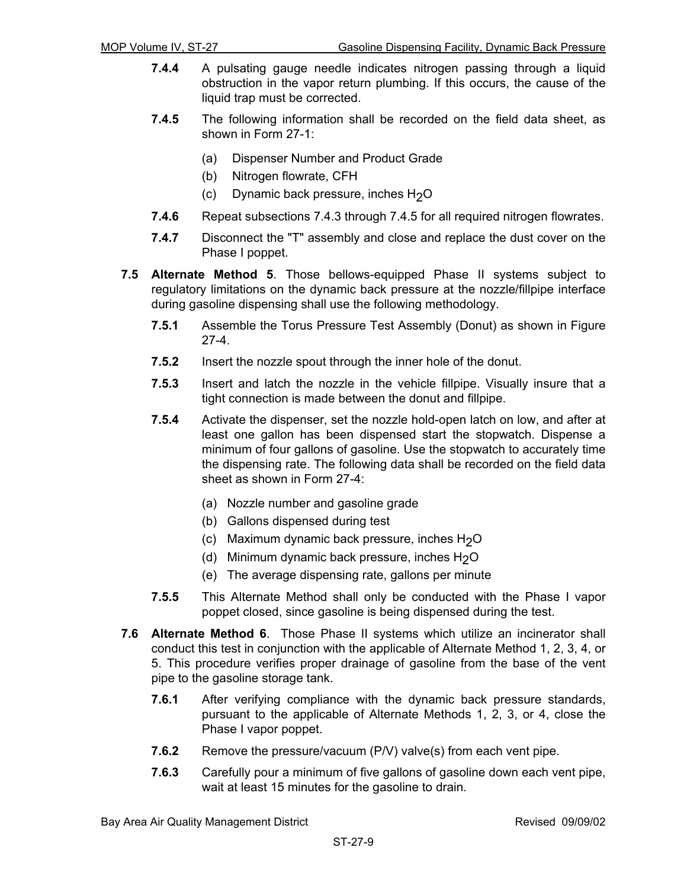**7.4.4** A pulsating gauge needle indicates nitrogen passing through a liquid obstruction in the vapor return plumbing. If this occurs, the cause of the liquid trap must be corrected.

**7.4.5** The following information shall be recorded on the field data sheet, as shown in Form 27-1:

(a) Dispenser Number and Product Grade
(b) Nitrogen flowrate, CFH
(c) Dynamic back pressure, inches $H_2O$

**7.4.6** Repeat subsections 7.4.3 through 7.4.5 for all required nitrogen flowrates.

**7.4.7** Disconnect the "T" assembly and close and replace the dust cover on the Phase I poppet.

**7.5 Alternate Method 5**. Those bellows-equipped Phase II systems subject to regulatory limitations on the dynamic back pressure at the nozzle/fillpipe interface during gasoline dispensing shall use the following methodology.

**7.5.1** Assemble the Torus Pressure Test Assembly (Donut) as shown in Figure 27-4.

**7.5.2** Insert the nozzle spout through the inner hole of the donut.

**7.5.3** Insert and latch the nozzle in the vehicle fillpipe. Visually insure that a tight connection is made between the donut and fillpipe.

**7.5.4** Activate the dispenser, set the nozzle hold-open latch on low, and after at least one gallon has been dispensed start the stopwatch. Dispense a minimum of four gallons of gasoline. Use the stopwatch to accurately time the dispensing rate. The following data shall be recorded on the field data sheet as shown in Form 27-4:

(a) Nozzle number and gasoline grade
(b) Gallons dispensed during test
(c) Maximum dynamic back pressure, inches $H_2O$
(d) Minimum dynamic back pressure, inches $H_2O$
(e) The average dispensing rate, gallons per minute

**7.5.5** This Alternate Method shall only be conducted with the Phase I vapor poppet closed, since gasoline is being dispensed during the test.

**7.6 Alternate Method 6**. Those Phase II systems which utilize an incinerator shall conduct this test in conjunction with the applicable of Alternate Method 1, 2, 3, 4, or 5. This procedure verifies proper drainage of gasoline from the base of the vent pipe to the gasoline storage tank.

**7.6.1** After verifying compliance with the dynamic back pressure standards, pursuant to the applicable of Alternate Methods 1, 2, 3, or 4, close the Phase I vapor poppet.

**7.6.2** Remove the pressure/vacuum (P/V) valve(s) from each vent pipe.

**7.6.3** Carefully pour a minimum of five gallons of gasoline down each vent pipe, wait at least 15 minutes for the gasoline to drain.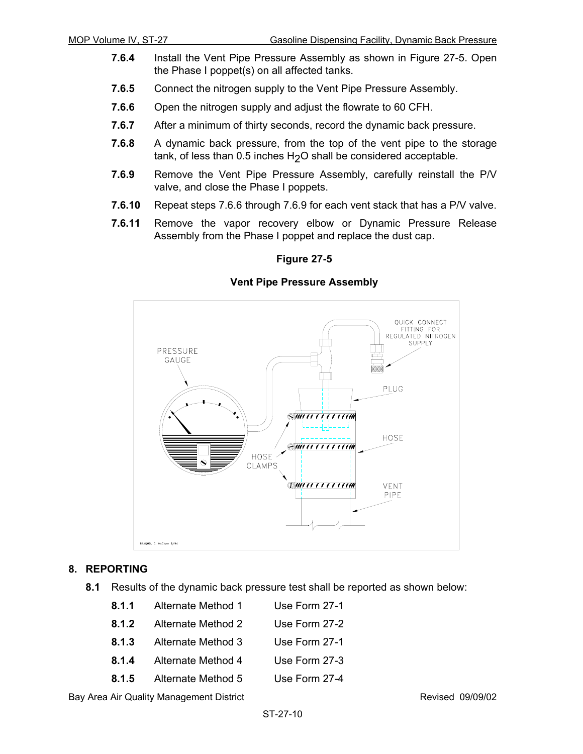**7.6.4** Install the Vent Pipe Pressure Assembly as shown in Figure 27-5. Open the Phase I poppet(s) on all affected tanks.

**7.6.5** Connect the nitrogen supply to the Vent Pipe Pressure Assembly.

**7.6.6** Open the nitrogen supply and adjust the flowrate to 60 CFH.

**7.6.7** After a minimum of thirty seconds, record the dynamic back pressure.

**7.6.8** A dynamic back pressure, from the top of the vent pipe to the storage tank, of less than 0.5 inches $H_2O$ shall be considered acceptable.

**7.6.9** Remove the Vent Pipe Pressure Assembly, carefully reinstall the P/V valve, and close the Phase I poppets.

**7.6.10** Repeat steps 7.6.6 through 7.6.9 for each vent stack that has a P/V valve.

**7.6.11** Remove the vapor recovery elbow or Dynamic Pressure Release Assembly from the Phase I poppet and replace the dust cap.

**Figure 27-5**

**Vent Pipe Pressure Assembly**

## 8. REPORTING

**8.1** Results of the dynamic back pressure test shall be reported as shown below:

| | | |
|---|---|---|
| **8.1.1** | Alternate Method 1 | Use Form 27-1 |
| **8.1.2** | Alternate Method 2 | Use Form 27-2 |
| **8.1.3** | Alternate Method 3 | Use Form 27-1 |
| **8.1.4** | Alternate Method 4 | Use Form 27-3 |
| **8.1.5** | Alternate Method 5 | Use Form 27-4 |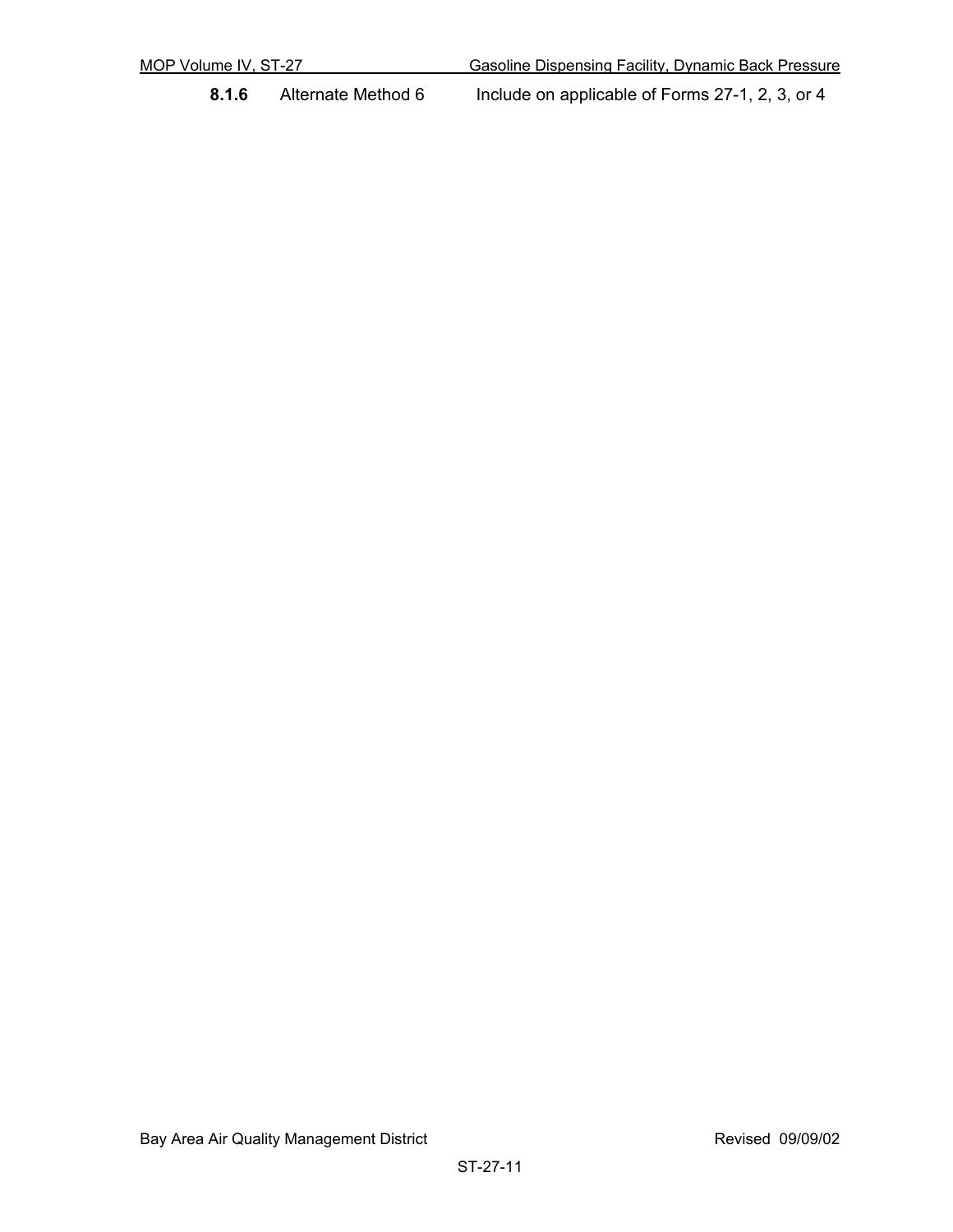**8.1.6** Alternate Method 6 Include on applicable of Forms 27-1, 2, 3, or 4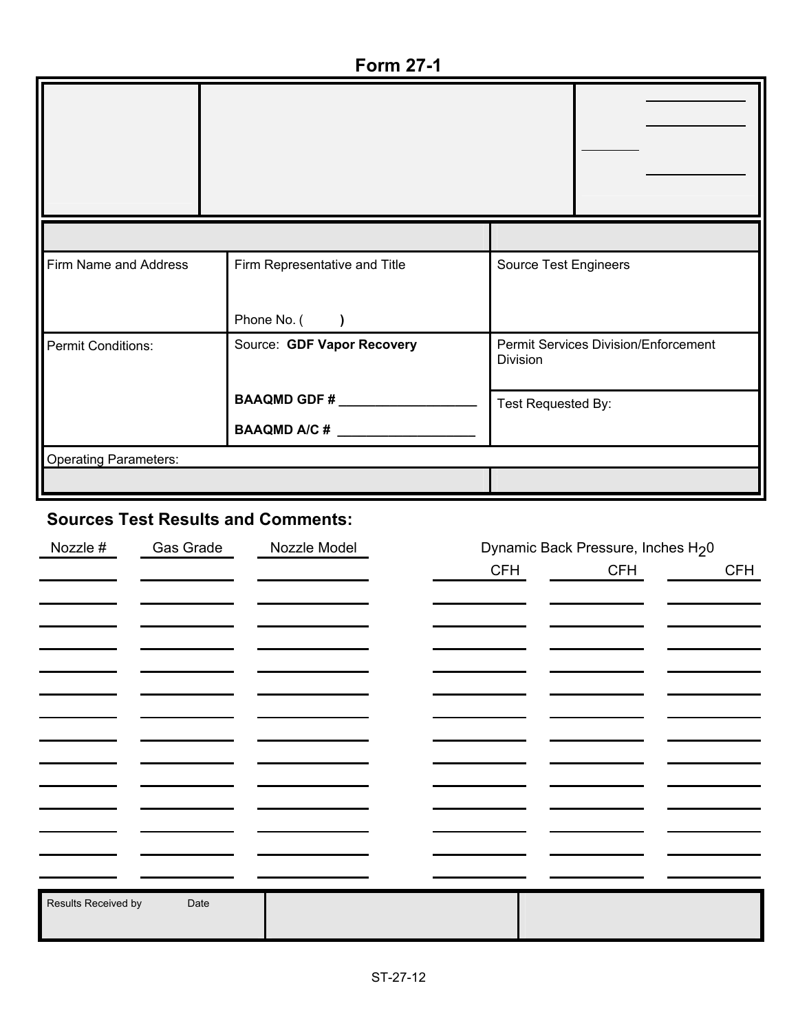# Form 27-1

| Firm Name and Address | Firm Representative and Title<br><br>Phone No. (      ) | Source Test Engineers |
|---|---|---|
| Permit Conditions: | Source: **GDF Vapor Recovery**<br><br>**BAAQMD GDF # ___________________**<br><br>**BAAQMD A/C # ___________________** | Permit Services Division/Enforcement Division<br><br>Test Requested By: |
| Operating Parameters: | | |

## Sources Test Results and Comments:

| Nozzle # | Gas Grade | Nozzle Model | Dynamic Back Pressure, Inches $H_2O$ | | |
|---|---|---|---|---|---|
| | | | CFH | CFH | CFH |
| | | | | | |
| | | | | | |
| | | | | | |
| | | | | | |
| | | | | | |
| | | | | | |
| | | | | | |
| | | | | | |
| | | | | | |
| | | | | | |
| | | | | | |
| | | | | | |
| | | | | | |

| Results Received by Date | | |
|---|---|---|
| | | |

ST-27-12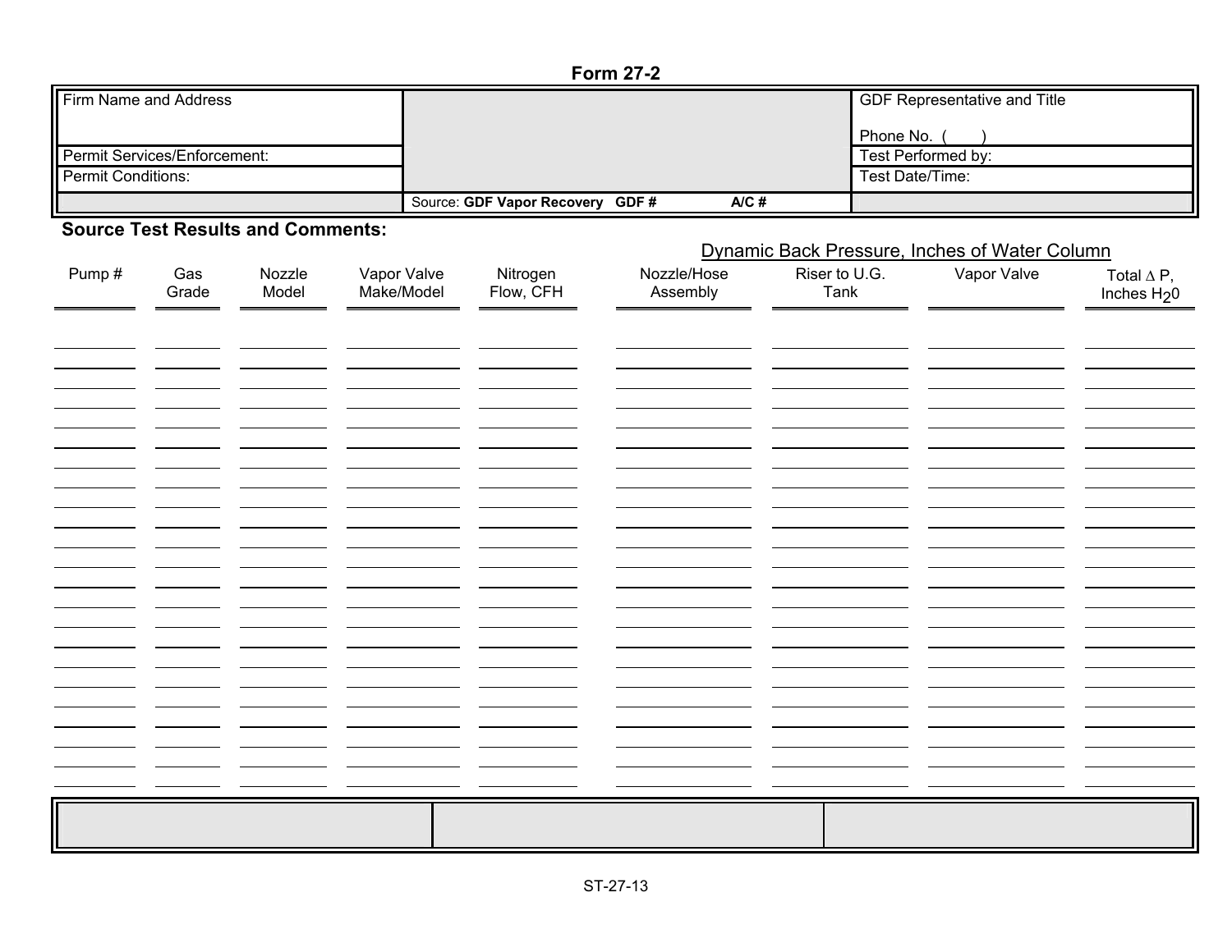# Form 27-2

| Firm Name and Address | | GDF Representative and Title<br><br>Phone No. (      ) |
|---|---|---|
| Permit Services/Enforcement: | | Test Performed by: |
| Permit Conditions: | | Test Date/Time: |
| | Source: **GDF Vapor Recovery GDF #** **A/C #** | |

**Source Test Results and Comments:**

| | | | | | Dynamic Back Pressure, Inches of Water Column | | | |
|---|---|---|---|---|---|---|---|---|
| Pump # | Gas Grade | Nozzle Model | Vapor Valve Make/Model | Nitrogen Flow, CFH | Nozzle/Hose Assembly | Riser to U.G. Tank | Vapor Valve | Total $\Delta$ P, Inches $H_20$ |
| | | | | | | | | |
| | | | | | | | | |
| | | | | | | | | |
| | | | | | | | | |
| | | | | | | | | |
| | | | | | | | | |
| | | | | | | | | |
| | | | | | | | | |
| | | | | | | | | |
| | | | | | | | | |
| | | | | | | | | |
| | | | | | | | | |
| | | | | | | | | |
| | | | | | | | | |
| | | | | | | | | |
| | | | | | | | | |
| | | | | | | | | |
| | | | | | | | | |
| | | | | | | | | |
| | | | | | | | | |
| | | | | | | | | |
| | | | | | | | | |
| | | | | | | | | |

ST-27-13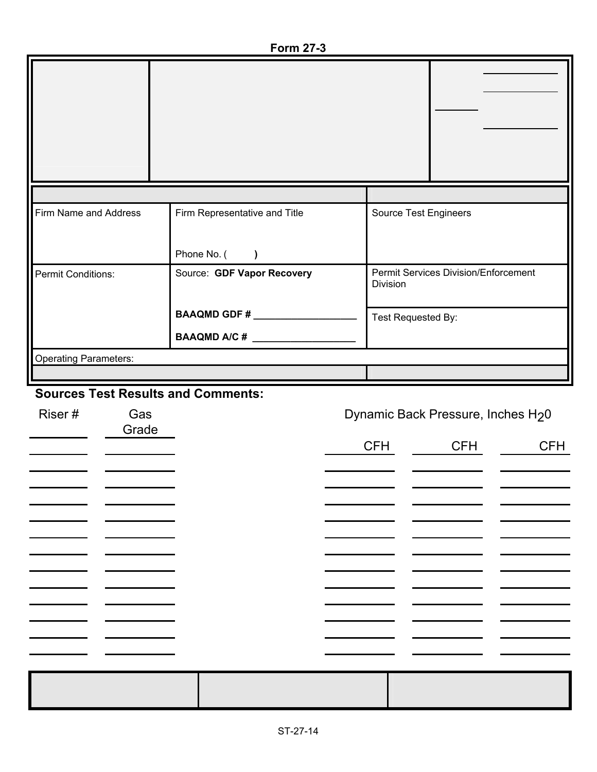**Form 27-3**

| Firm Name and Address | Firm Representative and Title<br><br>Phone No. ( ) | Source Test Engineers |
|---|---|---|
| Permit Conditions: | Source: **GDF Vapor Recovery**<br><br>**BAAQMD GDF #** ___________________<br><br>**BAAQMD A/C #** ___________________ | Permit Services Division/Enforcement Division<br><br>Test Requested By: |
| Operating Parameters: | | |

**Sources Test Results and Comments:**

| Riser # | Gas Grade | Dynamic Back Pressure, Inches $H_2O$ | | |
|---|---|---|---|---|
| | | CFH | CFH | CFH |
| | | | | |
| | | | | |
| | | | | |
| | | | | |
| | | | | |
| | | | | |
| | | | | |
| | | | | |
| | | | | |
| | | | | |
| | | | | |
| | | | | |

ST-27-14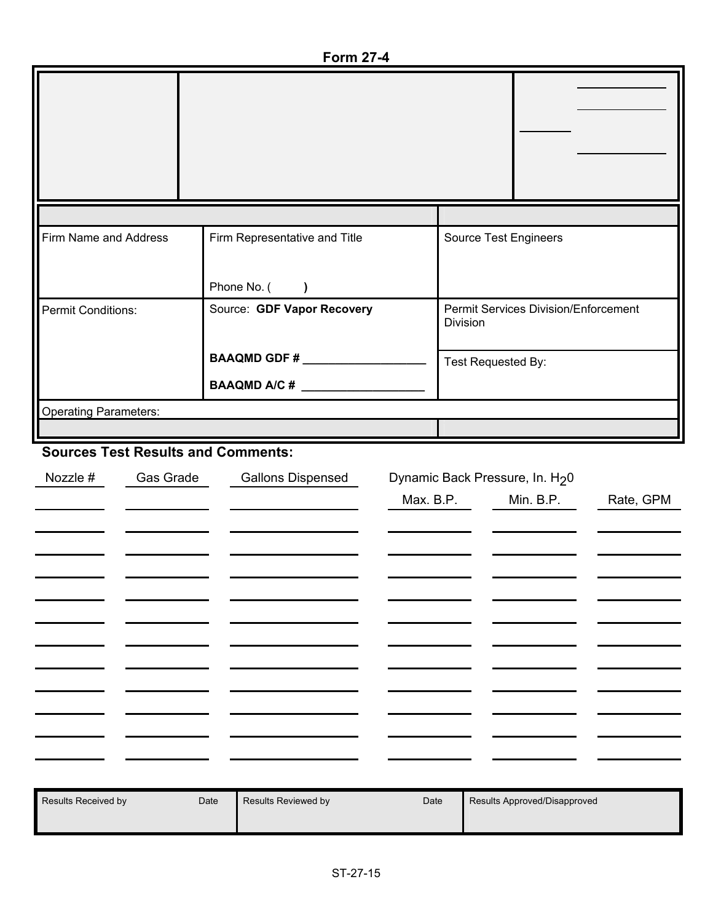**Form 27-4**

| | | |
|---|---|---|
| Firm Name and Address | Firm Representative and Title<br><br>Phone No. (     ) | Source Test Engineers |
| Permit Conditions: | Source: **GDF Vapor Recovery**<br><br>**BAAQMD GDF #** ____________________<br><br>**BAAQMD A/C #** ____________________ | Permit Services Division/Enforcement Division<br><br>Test Requested By: |
| Operating Parameters: | | |

**Sources Test Results and Comments:**

| Nozzle # | Gas Grade | Gallons Dispensed | Dynamic Back Pressure, In. $H_2O$ | | |
|---|---|---|---|---|---|
| | | | Max. B.P. | Min. B.P. | Rate, GPM |
| | | | | | |
| | | | | | |
| | | | | | |
| | | | | | |
| | | | | | |
| | | | | | |
| | | | | | |
| | | | | | |
| | | | | | |
| | | | | | |
| | | | | | |

| Results Received by | Date | Results Reviewed by | Date | Results Approved/Disapproved |
|---|---|---|---|---|
| | | | | |

ST-27-15